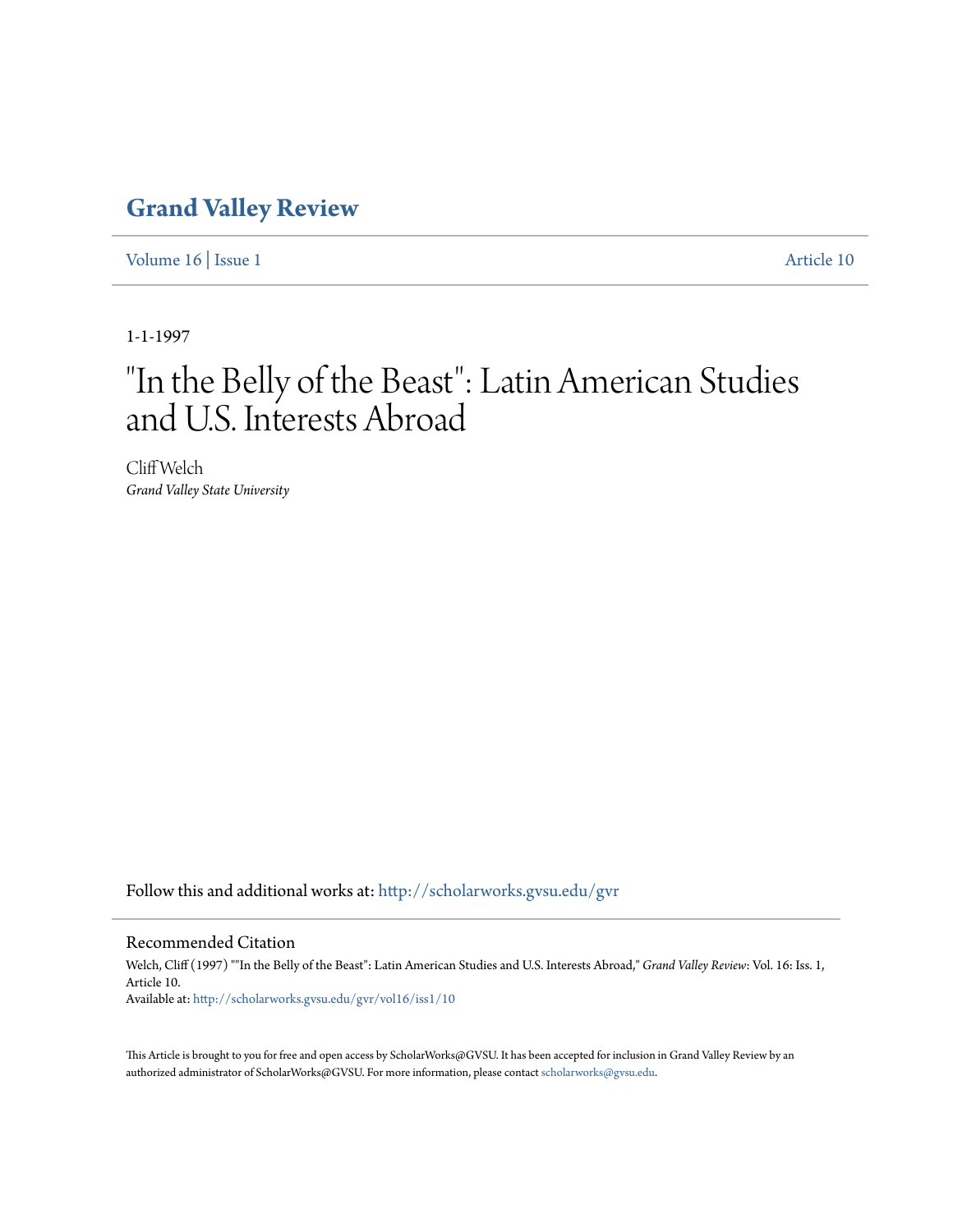# Grand Valley Review

Volume 16 | Issue 1 Article 10

1-1-1997

# "In the Belly of the Beast": Latin American Studies and U.S. Interests Abroad

Cliff Welch
*Grand Valley State University*

Follow this and additional works at: http://scholarworks.gvsu.edu/gvr

## Recommended Citation

Welch, Cliff (1997) ""In the Belly of the Beast": Latin American Studies and U.S. Interests Abroad," *Grand Valley Review*: Vol. 16: Iss. 1, Article 10.
Available at: http://scholarworks.gvsu.edu/gvr/vol16/iss1/10

This Article is brought to you for free and open access by ScholarWorks@GVSU. It has been accepted for inclusion in Grand Valley Review by an authorized administrator of ScholarWorks@GVSU. For more information, please contact scholarworks@gvsu.edu.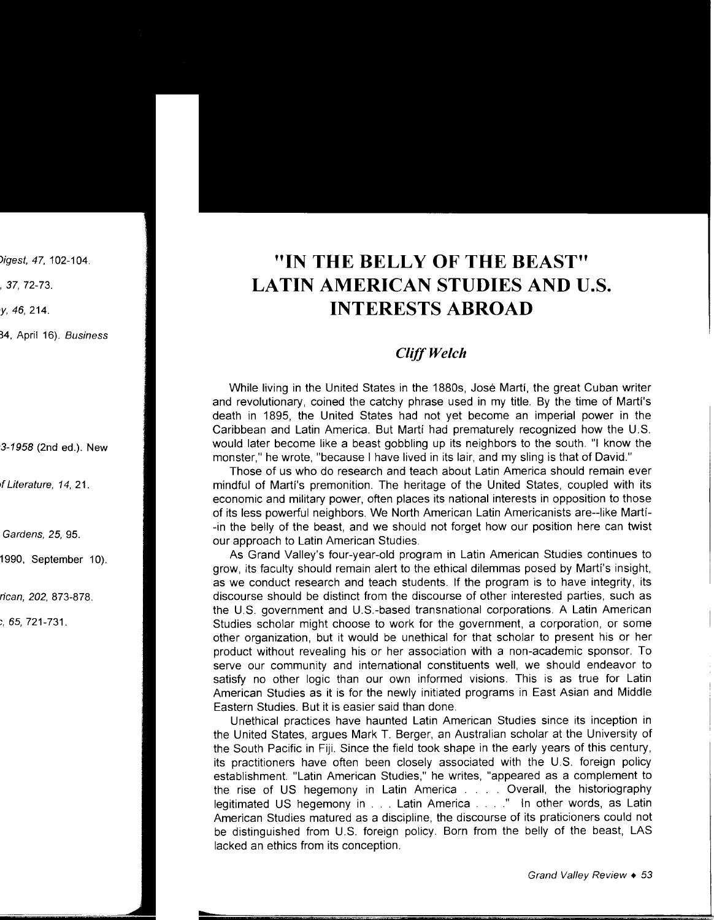# "IN THE BELLY OF THE BEAST" LATIN AMERICAN STUDIES AND U.S. INTERESTS ABROAD

### *Cliff Welch*

While living in the United States in the 1880s, José Martí, the great Cuban writer and revolutionary, coined the catchy phrase used in my title. By the time of Martí's death in 1895, the United States had not yet become an imperial power in the Caribbean and Latin America. But Martí had prematurely recognized how the U.S. would later become like a beast gobbling up its neighbors to the south. "I know the monster," he wrote, "because I have lived in its lair, and my sling is that of David."

Those of us who do research and teach about Latin America should remain ever mindful of Martí's premonition. The heritage of the United States, coupled with its economic and military power, often places its national interests in opposition to those of its less powerful neighbors. We North American Latin Americanists are--like Martí--in the belly of the beast, and we should not forget how our position here can twist our approach to Latin American Studies.

As Grand Valley's four-year-old program in Latin American Studies continues to grow, its faculty should remain alert to the ethical dilemmas posed by Martí's insight, as we conduct research and teach students. If the program is to have integrity, its discourse should be distinct from the discourse of other interested parties, such as the U.S. government and U.S.-based transnational corporations. A Latin American Studies scholar might choose to work for the government, a corporation, or some other organization, but it would be unethical for that scholar to present his or her product without revealing his or her association with a non-academic sponsor. To serve our community and international constituents well, we should endeavor to satisfy no other logic than our own informed visions. This is as true for Latin American Studies as it is for the newly initiated programs in East Asian and Middle Eastern Studies. But it is easier said than done.

Unethical practices have haunted Latin American Studies since its inception in the United States, argues Mark T. Berger, an Australian scholar at the University of the South Pacific in Fiji. Since the field took shape in the early years of this century, its practitioners have often been closely associated with the U.S. foreign policy establishment. "Latin American Studies," he writes, "appeared as a complement to the rise of US hegemony in Latin America . . . . Overall, the historiography legitimated US hegemony in . . . Latin America . . . ." In other words, as Latin American Studies matured as a discipline, the discourse of its praticioners could not be distinguished from U.S. foreign policy. Born from the belly of the beast, LAS lacked an ethics from its conception.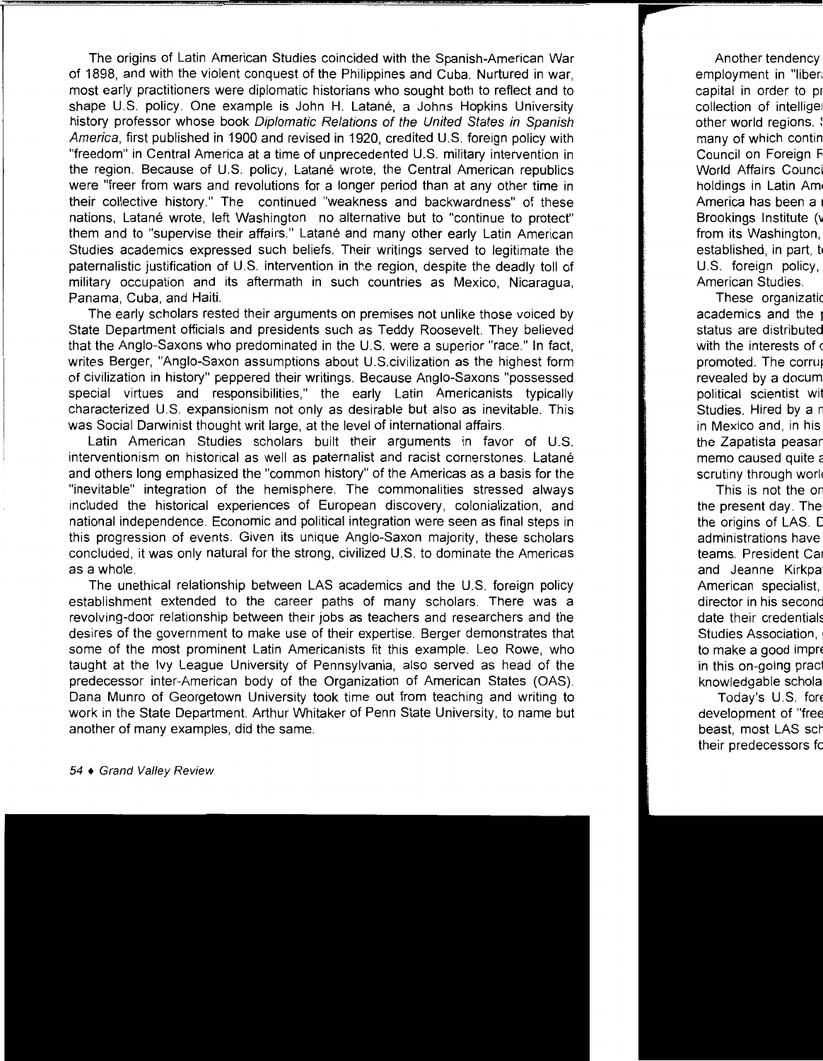The origins of Latin American Studies coincided with the Spanish-American War of 1898, and with the violent conquest of the Philippines and Cuba. Nurtured in war, most early practitioners were diplomatic historians who sought both to reflect and to shape U.S. policy. One example is John H. Latané, a Johns Hopkins University history professor whose book *Diplomatic Relations of the United States in Spanish America*, first published in 1900 and revised in 1920, credited U.S. foreign policy with "freedom" in Central America at a time of unprecedented U.S. military intervention in the region. Because of U.S. policy, Latané wrote, the Central American republics were "freer from wars and revolutions for a longer period than at any other time in their collective history." The continued "weakness and backwardness" of these nations, Latané wrote, left Washington no alternative but to "continue to protect" them and to "supervise their affairs." Latané and many other early Latin American Studies academics expressed such beliefs. Their writings served to legitimate the paternalistic justification of U.S. intervention in the region, despite the deadly toll of military occupation and its aftermath in such countries as Mexico, Nicaragua, Panama, Cuba, and Haiti.

The early scholars rested their arguments on premises not unlike those voiced by State Department officials and presidents such as Teddy Roosevelt. They believed that the Anglo-Saxons who predominated in the U.S. were a superior "race." In fact, writes Berger, "Anglo-Saxon assumptions about U.S.civilization as the highest form of civilization in history" peppered their writings. Because Anglo-Saxons "possessed special virtues and responsibilities," the early Latin Americanists typically characterized U.S. expansionism not only as desirable but also as inevitable. This was Social Darwinist thought writ large, at the level of international affairs.

Latin American Studies scholars built their arguments in favor of U.S. interventionism on historical as well as paternalist and racist cornerstones. Latané and others long emphasized the "common history" of the Americas as a basis for the "inevitable" integration of the hemisphere. The commonalities stressed always included the historical experiences of European discovery, colonialization, and national independence. Economic and political integration were seen as final steps in this progression of events. Given its unique Anglo-Saxon majority, these scholars concluded, it was only natural for the strong, civilized U.S. to dominate the Americas as a whole.

The unethical relationship between LAS academics and the U.S. foreign policy establishment extended to the career paths of many scholars. There was a revolving-door relationship between their jobs as teachers and researchers and the desires of the government to make use of their expertise. Berger demonstrates that some of the most prominent Latin Americanists fit this example. Leo Rowe, who taught at the Ivy League University of Pennsylvania, also served as head of the predecessor inter-American body of the Organization of American States (OAS). Dana Munro of Georgetown University took time out from teaching and writing to work in the State Department. Arthur Whitaker of Penn State University, to name but another of many examples, did the same.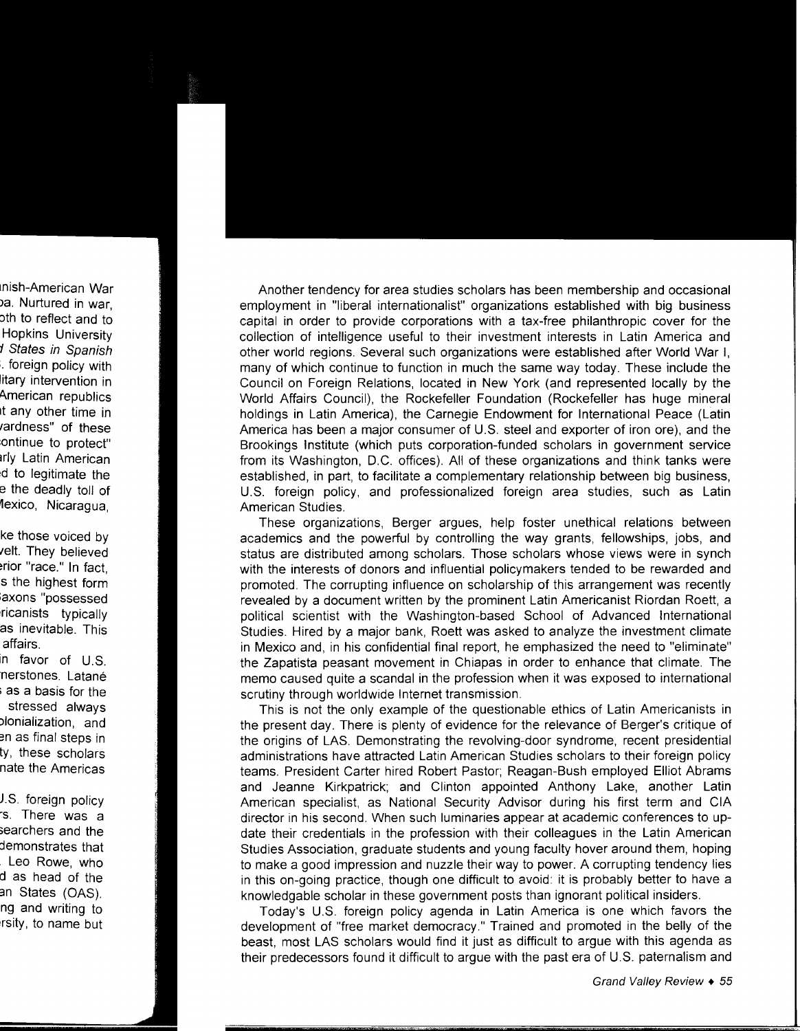Another tendency for area studies scholars has been membership and occasional employment in "liberal internationalist" organizations established with big business capital in order to provide corporations with a tax-free philanthropic cover for the collection of intelligence useful to their investment interests in Latin America and other world regions. Several such organizations were established after World War I, many of which continue to function in much the same way today. These include the Council on Foreign Relations, located in New York (and represented locally by the World Affairs Council), the Rockefeller Foundation (Rockefeller has huge mineral holdings in Latin America), the Carnegie Endowment for International Peace (Latin America has been a major consumer of U.S. steel and exporter of iron ore), and the Brookings Institute (which puts corporation-funded scholars in government service from its Washington, D.C. offices). All of these organizations and think tanks were established, in part, to facilitate a complementary relationship between big business, U.S. foreign policy, and professionalized foreign area studies, such as Latin American Studies.

These organizations, Berger argues, help foster unethical relations between academics and the powerful by controlling the way grants, fellowships, jobs, and status are distributed among scholars. Those scholars whose views were in synch with the interests of donors and influential policymakers tended to be rewarded and promoted. The corrupting influence on scholarship of this arrangement was recently revealed by a document written by the prominent Latin Americanist Riordan Roett, a political scientist with the Washington-based School of Advanced International Studies. Hired by a major bank, Roett was asked to analyze the investment climate in Mexico and, in his confidential final report, he emphasized the need to "eliminate" the Zapatista peasant movement in Chiapas in order to enhance that climate. The memo caused quite a scandal in the profession when it was exposed to international scrutiny through worldwide Internet transmission.

This is not the only example of the questionable ethics of Latin Americanists in the present day. There is plenty of evidence for the relevance of Berger's critique of the origins of LAS. Demonstrating the revolving-door syndrome, recent presidential administrations have attracted Latin American Studies scholars to their foreign policy teams. President Carter hired Robert Pastor; Reagan-Bush employed Elliot Abrams and Jeanne Kirkpatrick; and Clinton appointed Anthony Lake, another Latin American specialist, as National Security Advisor during his first term and CIA director in his second. When such luminaries appear at academic conferences to update their credentials in the profession with their colleagues in the Latin American Studies Association, graduate students and young faculty hover around them, hoping to make a good impression and nuzzle their way to power. A corrupting tendency lies in this on-going practice, though one difficult to avoid: it is probably better to have a knowledgable scholar in these government posts than ignorant political insiders.

Today's U.S. foreign policy agenda in Latin America is one which favors the development of "free market democracy." Trained and promoted in the belly of the beast, most LAS scholars would find it just as difficult to argue with this agenda as their predecessors found it difficult to argue with the past era of U.S. paternalism and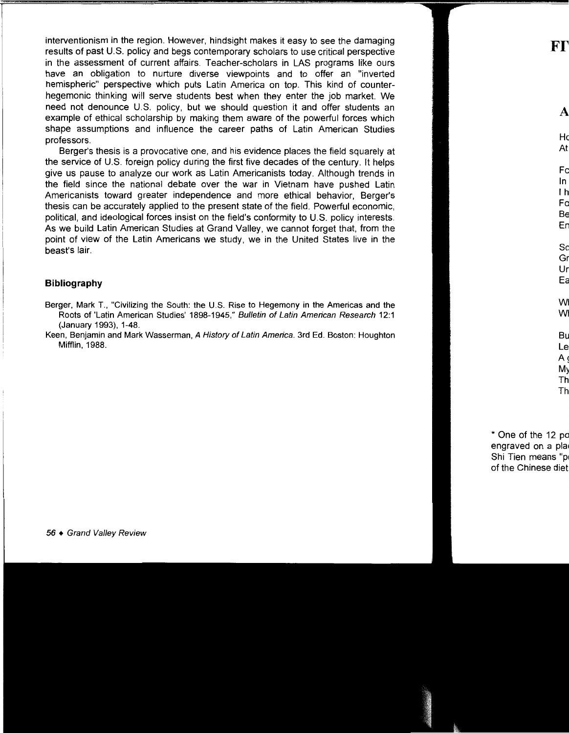interventionism in the region. However, hindsight makes it easy to see the damaging results of past U.S. policy and begs contemporary scholars to use critical perspective in the assessment of current affairs. Teacher-scholars in LAS programs like ours have an obligation to nurture diverse viewpoints and to offer an "inverted hemispheric" perspective which puts Latin America on top. This kind of counter-hegemonic thinking will serve students best when they enter the job market. We need not denounce U.S. policy, but we should question it and offer students an example of ethical scholarship by making them aware of the powerful forces which shape assumptions and influence the career paths of Latin American Studies professors.

Berger's thesis is a provocative one, and his evidence places the field squarely at the service of U.S. foreign policy during the first five decades of the century. It helps give us pause to analyze our work as Latin Americanists today. Although trends in the field since the national debate over the war in Vietnam have pushed Latin Americanists toward greater independence and more ethical behavior, Berger's thesis can be accurately applied to the present state of the field. Powerful economic, political, and ideological forces insist on the field's conformity to U.S. policy interests. As we build Latin American Studies at Grand Valley, we cannot forget that, from the point of view of the Latin Americans we study, we in the United States live in the beast's lair.

### Bibliography

Berger, Mark T., "Civilizing the South: the U.S. Rise to Hegemony in the Americas and the Roots of 'Latin American Studies' 1898-1945," *Bulletin of Latin American Research* 12:1 (January 1993), 1-48.

Keen, Benjamin and Mark Wasserman, *A History of Latin America*. 3rd Ed. Boston: Houghton Mifflin, 1988.